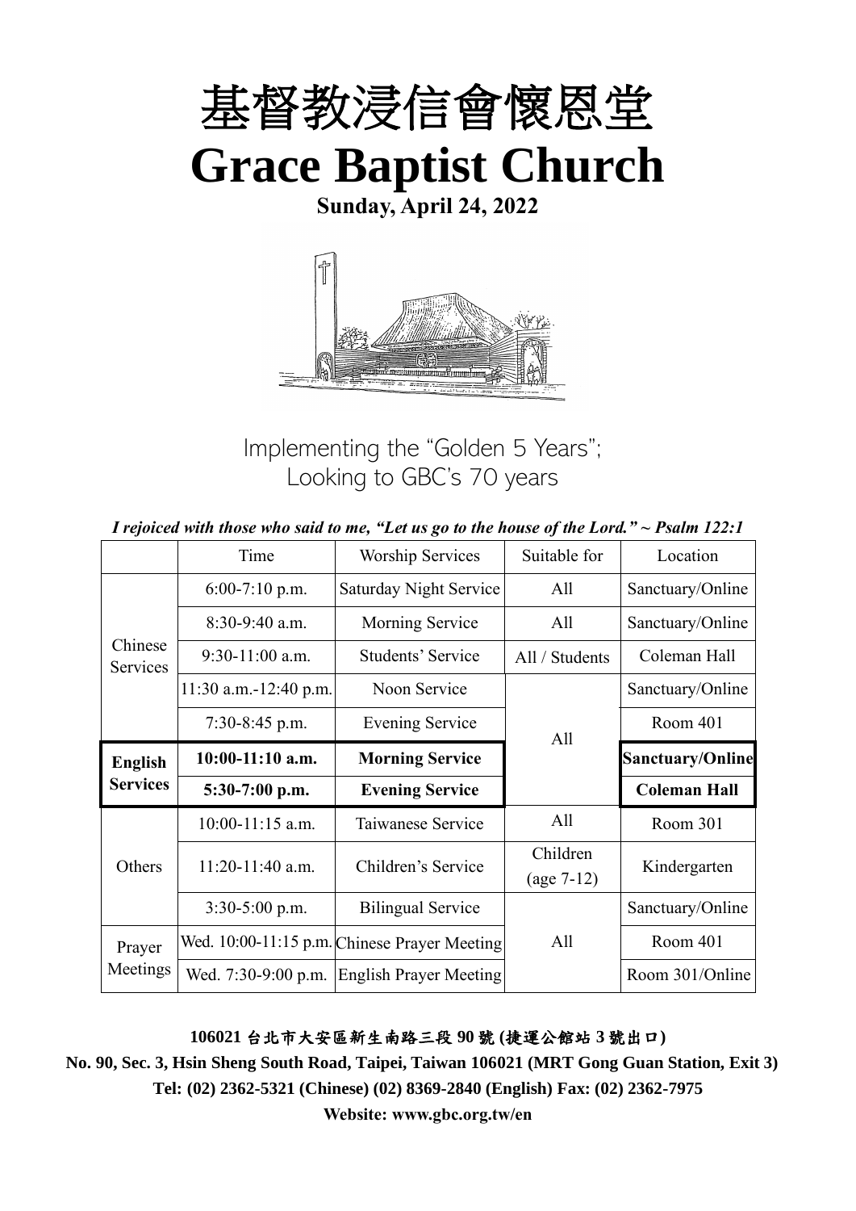# 基督教浸信會懷恩堂
# Grace Baptist Church

**Sunday, April 24, 2022**

Implementing the "Golden 5 Years";
Looking to GBC's 70 years

*I rejoiced with those who said to me, "Let us go to the house of the Lord." ~ Psalm 122:1*

| | Time | Worship Services | Suitable for | Location |
|---|---|---|---|---|
| Chinese Services | 6:00-7:10 p.m. | Saturday Night Service | All | Sanctuary/Online |
| | 8:30-9:40 a.m. | Morning Service | All | Sanctuary/Online |
| | 9:30-11:00 a.m. | Students' Service | All / Students | Coleman Hall |
| | 11:30 a.m.-12:40 p.m. | Noon Service | All | Sanctuary/Online |
| | 7:30-8:45 p.m. | Evening Service | | Room 401 |
| **English Services** | **10:00-11:10 a.m.** | **Morning Service** | | **Sanctuary/Online** |
| | **5:30-7:00 p.m.** | **Evening Service** | | **Coleman Hall** |
| Others | 10:00-11:15 a.m. | Taiwanese Service | All | Room 301 |
| | 11:20-11:40 a.m. | Children's Service | Children (age 7-12) | Kindergarten |
| | 3:30-5:00 p.m. | Bilingual Service | All | Sanctuary/Online |
| Prayer Meetings | Wed. 10:00-11:15 p.m. | Chinese Prayer Meeting | | Room 401 |
| | Wed. 7:30-9:00 p.m. | English Prayer Meeting | | Room 301/Online |

**106021 台北市大安區新生南路三段 90 號 (捷運公館站 3 號出口)**

**No. 90, Sec. 3, Hsin Sheng South Road, Taipei, Taiwan 106021 (MRT Gong Guan Station, Exit 3)**

**Tel: (02) 2362-5321 (Chinese) (02) 8369-2840 (English) Fax: (02) 2362-7975**

**Website: www.gbc.org.tw/en**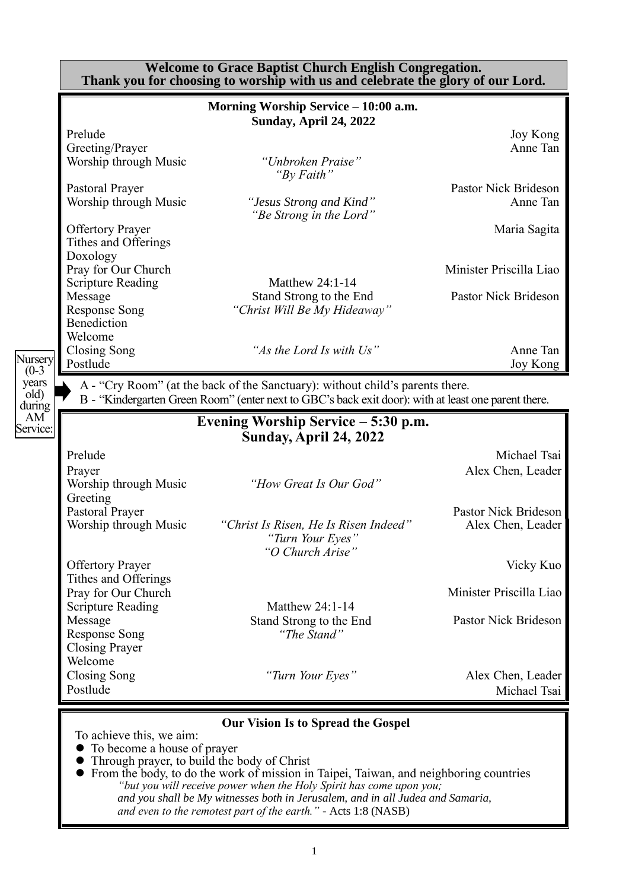**Welcome to Grace Baptist Church English Congregation.**
**Thank you for choosing to worship with us and celebrate the glory of our Lord.**

## Morning Worship Service – 10:00 a.m.
**Sunday, April 24, 2022**

| | | |
|---|---|---|
| Prelude | | Joy Kong |
| Greeting/Prayer | | Anne Tan |
| Worship through Music | *"Unbroken Praise"* *"By Faith"* | |
| Pastoral Prayer | | Pastor Nick Brideson |
| Worship through Music | *"Jesus Strong and Kind"* *"Be Strong in the Lord"* | Anne Tan |
| Offertory Prayer | | Maria Sagita |
| Tithes and Offerings | | |
| Doxology | | |
| Pray for Our Church | | Minister Priscilla Liao |
| Scripture Reading | Matthew 24:1-14 | |
| Message | Stand Strong to the End | Pastor Nick Brideson |
| Response Song | *"Christ Will Be My Hideaway"* | |
| Benediction | | |
| Welcome | | |
| Closing Song | *"As the Lord Is with Us"* | Anne Tan |
| Postlude | | Joy Kong |

Nursery (0-3 years old) during AM Service:

A - "Cry Room" (at the back of the Sanctuary): without child's parents there.
B - "Kindergarten Green Room" (enter next to GBC's back exit door): with at least one parent there.

## Evening Worship Service – 5:30 p.m.
**Sunday, April 24, 2022**

| | | |
|---|---|---|
| Prelude | | Michael Tsai |
| Prayer | | Alex Chen, Leader |
| Worship through Music | *"How Great Is Our God"* | |
| Greeting | | |
| Pastoral Prayer | | Pastor Nick Brideson |
| Worship through Music | *"Christ Is Risen, He Is Risen Indeed"* *"Turn Your Eyes"* *"O Church Arise"* | Alex Chen, Leader |
| Offertory Prayer | | Vicky Kuo |
| Tithes and Offerings | | |
| Pray for Our Church | | Minister Priscilla Liao |
| Scripture Reading | Matthew 24:1-14 | |
| Message | Stand Strong to the End | Pastor Nick Brideson |
| Response Song | *"The Stand"* | |
| Closing Prayer | | |
| Welcome | | |
| Closing Song | *"Turn Your Eyes"* | Alex Chen, Leader |
| Postlude | | Michael Tsai |

## Our Vision Is to Spread the Gospel

To achieve this, we aim:

- To become a house of prayer
- Through prayer, to build the body of Christ
- From the body, to do the work of mission in Taipei, Taiwan, and neighboring countries

*"but you will receive power when the Holy Spirit has come upon you; and you shall be My witnesses both in Jerusalem, and in all Judea and Samaria, and even to the remotest part of the earth."* - Acts 1:8 (NASB)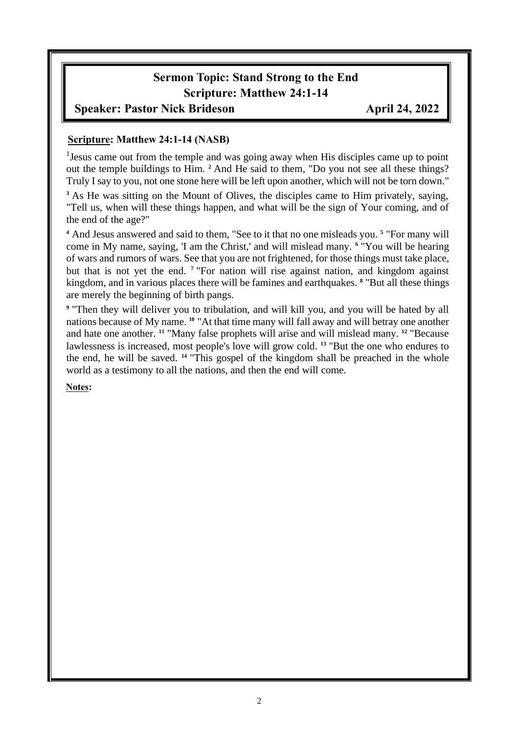# Sermon Topic: Stand Strong to the End

## Scripture: Matthew 24:1-14

**Speaker: Pastor Nick Brideson** **April 24, 2022**

**Scripture: Matthew 24:1-14 (NASB)**

[1]Jesus came out from the temple and was going away when His disciples came up to point out the temple buildings to Him. [2] And He said to them, "Do you not see all these things? Truly I say to you, not one stone here will be left upon another, which will not be torn down."

[3] As He was sitting on the Mount of Olives, the disciples came to Him privately, saying, "Tell us, when will these things happen, and what will be the sign of Your coming, and of the end of the age?"

[4] And Jesus answered and said to them, "See to it that no one misleads you. [5] "For many will come in My name, saying, 'I am the Christ,' and will mislead many. [6] "You will be hearing of wars and rumors of wars. See that you are not frightened, for those things must take place, but that is not yet the end. [7] "For nation will rise against nation, and kingdom against kingdom, and in various places there will be famines and earthquakes. [8] "But all these things are merely the beginning of birth pangs.

[9] "Then they will deliver you to tribulation, and will kill you, and you will be hated by all nations because of My name. [10] "At that time many will fall away and will betray one another and hate one another. [11] "Many false prophets will arise and will mislead many. [12] "Because lawlessness is increased, most people's love will grow cold. [13] "But the one who endures to the end, he will be saved. [14] "This gospel of the kingdom shall be preached in the whole world as a testimony to all the nations, and then the end will come.

**Notes:**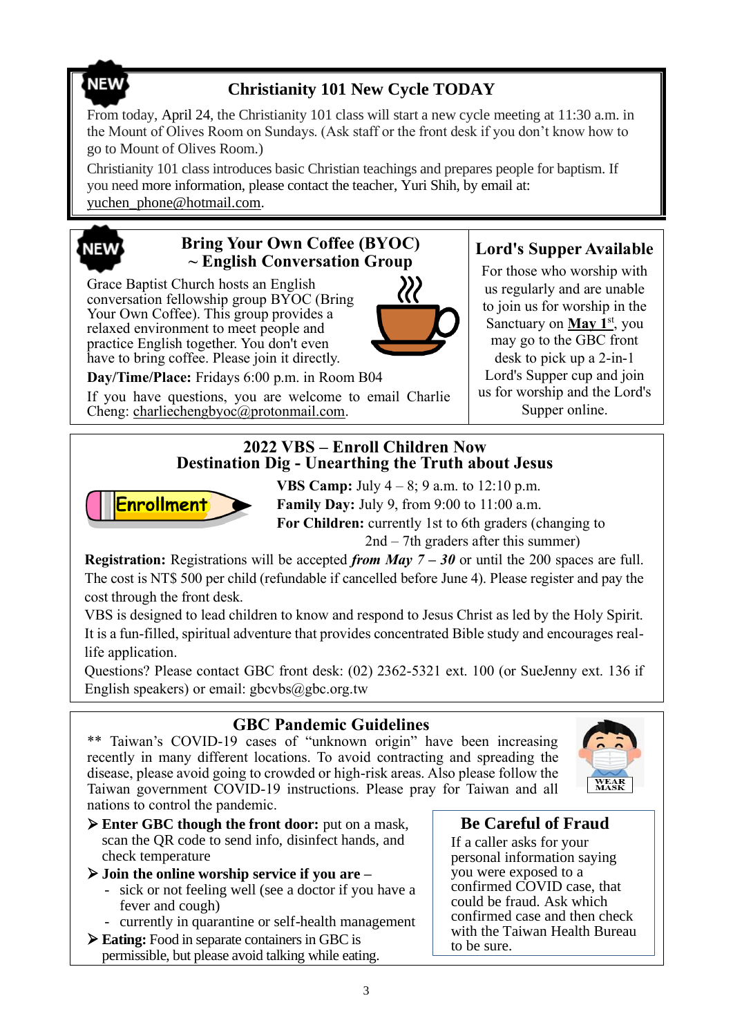## Christianity 101 New Cycle TODAY

From today, April 24, the Christianity 101 class will start a new cycle meeting at 11:30 a.m. in the Mount of Olives Room on Sundays. (Ask staff or the front desk if you don't know how to go to Mount of Olives Room.)

Christianity 101 class introduces basic Christian teachings and prepares people for baptism. If you need more information, please contact the teacher, Yuri Shih, by email at: yuchen_phone@hotmail.com.

## Bring Your Own Coffee (BYOC) ~ English Conversation Group

Grace Baptist Church hosts an English conversation fellowship group BYOC (Bring Your Own Coffee). This group provides a relaxed environment to meet people and practice English together. You don't even have to bring coffee. Please join it directly.

**Day/Time/Place:** Fridays 6:00 p.m. in Room B04

If you have questions, you are welcome to email Charlie Cheng: charliechengbyoc@protonmail.com.

## Lord's Supper Available

For those who worship with us regularly and are unable to join us for worship in the Sanctuary on **May 1st**, you may go to the GBC front desk to pick up a 2-in-1 Lord's Supper cup and join us for worship and the Lord's Supper online.

## 2022 VBS – Enroll Children Now
## Destination Dig - Unearthing the Truth about Jesus

Enrollment

**VBS Camp:** July 4 – 8; 9 a.m. to 12:10 p.m.
**Family Day:** July 9, from 9:00 to 11:00 a.m.
**For Children:** currently 1st to 6th graders (changing to 2nd – 7th graders after this summer)

**Registration:** Registrations will be accepted ***from May 7 – 30*** or until the 200 spaces are full. The cost is NT$ 500 per child (refundable if cancelled before June 4). Please register and pay the cost through the front desk.

VBS is designed to lead children to know and respond to Jesus Christ as led by the Holy Spirit. It is a fun-filled, spiritual adventure that provides concentrated Bible study and encourages real-life application.

Questions? Please contact GBC front desk: (02) 2362-5321 ext. 100 (or SueJenny ext. 136 if English speakers) or email: gbcvbs@gbc.org.tw

## GBC Pandemic Guidelines

** Taiwan's COVID-19 cases of "unknown origin" have been increasing recently in many different locations. To avoid contracting and spreading the disease, please avoid going to crowded or high-risk areas. Also please follow the Taiwan government COVID-19 instructions. Please pray for Taiwan and all nations to control the pandemic.

- **Enter GBC though the front door:** put on a mask, scan the QR code to send info, disinfect hands, and check temperature
- **Join the online worship service if you are –**
  - sick or not feeling well (see a doctor if you have a fever and cough)
  - currently in quarantine or self-health management
- **Eating:** Food in separate containers in GBC is permissible, but please avoid talking while eating.

### Be Careful of Fraud

If a caller asks for your personal information saying you were exposed to a confirmed COVID case, that could be fraud. Ask which confirmed case and then check with the Taiwan Health Bureau to be sure.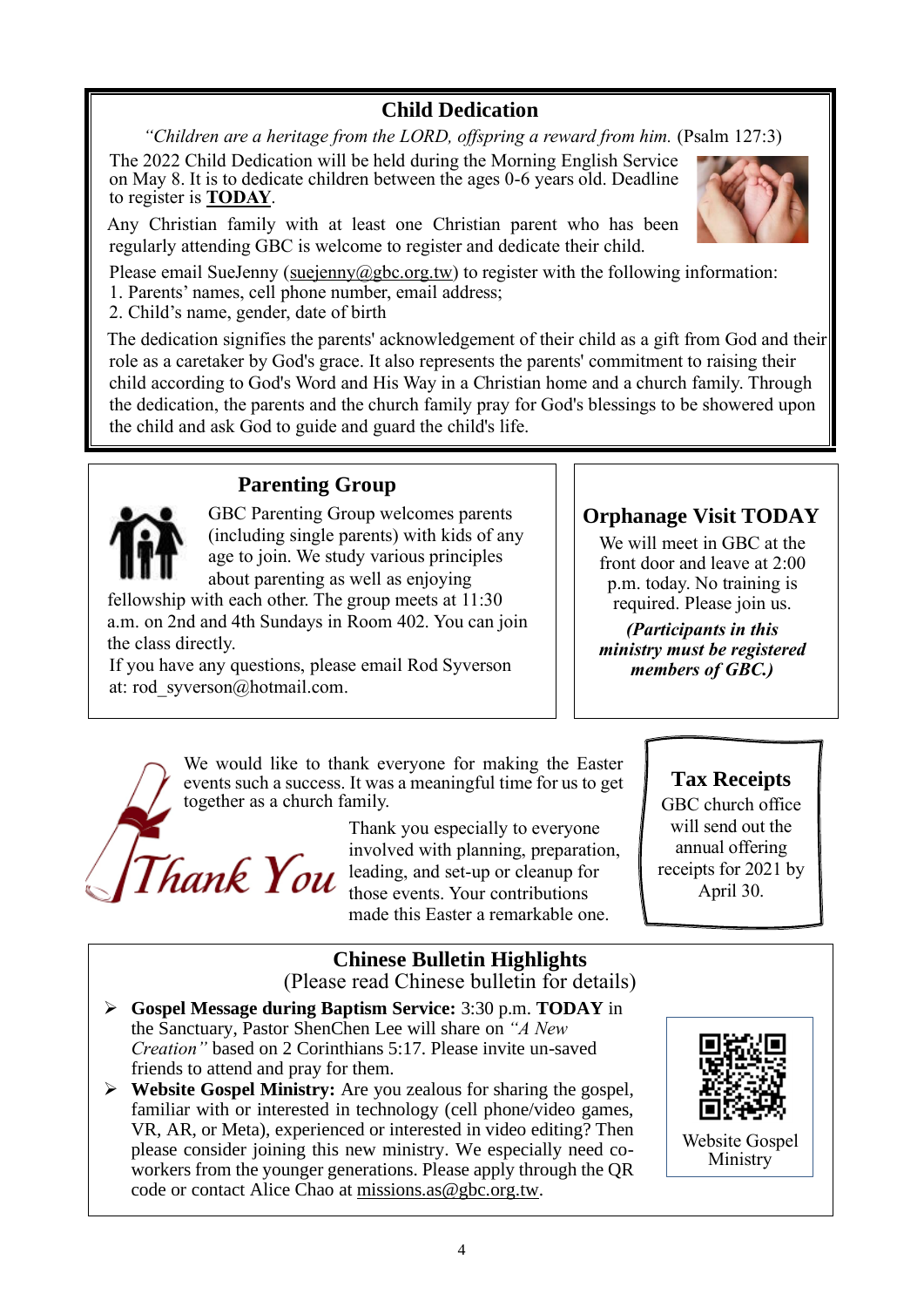## Child Dedication

*"Children are a heritage from the LORD, offspring a reward from him.* (Psalm 127:3)

The 2022 Child Dedication will be held during the Morning English Service on May 8. It is to dedicate children between the ages 0-6 years old. Deadline to register is **TODAY**.

Any Christian family with at least one Christian parent who has been regularly attending GBC is welcome to register and dedicate their child.

Please email SueJenny (suejenny@gbc.org.tw) to register with the following information:

1. Parents' names, cell phone number, email address;
2. Child's name, gender, date of birth

The dedication signifies the parents' acknowledgement of their child as a gift from God and their role as a caretaker by God's grace. It also represents the parents' commitment to raising their child according to God's Word and His Way in a Christian home and a church family. Through the dedication, the parents and the church family pray for God's blessings to be showered upon the child and ask God to guide and guard the child's life.

## Parenting Group

GBC Parenting Group welcomes parents (including single parents) with kids of any age to join. We study various principles about parenting as well as enjoying fellowship with each other. The group meets at 11:30 a.m. on 2nd and 4th Sundays in Room 402. You can join the class directly.

If you have any questions, please email Rod Syverson at: rod_syverson@hotmail.com.

## Orphanage Visit TODAY

We will meet in GBC at the front door and leave at 2:00 p.m. today. No training is required. Please join us.

***(Participants in this ministry must be registered members of GBC.)***

## Thank You

We would like to thank everyone for making the Easter events such a success. It was a meaningful time for us to get together as a church family.

Thank you especially to everyone involved with planning, preparation, leading, and set-up or cleanup for those events. Your contributions made this Easter a remarkable one.

## Tax Receipts

GBC church office will send out the annual offering receipts for 2021 by April 30.

## Chinese Bulletin Highlights

(Please read Chinese bulletin for details)

- **Gospel Message during Baptism Service:** 3:30 p.m. **TODAY** in the Sanctuary, Pastor ShenChen Lee will share on *"A New Creation"* based on 2 Corinthians 5:17. Please invite un-saved friends to attend and pray for them.
- **Website Gospel Ministry:** Are you zealous for sharing the gospel, familiar with or interested in technology (cell phone/video games, VR, AR, or Meta), experienced or interested in video editing? Then please consider joining this new ministry. We especially need co-workers from the younger generations. Please apply through the QR code or contact Alice Chao at missions.as@gbc.org.tw.

Website Gospel Ministry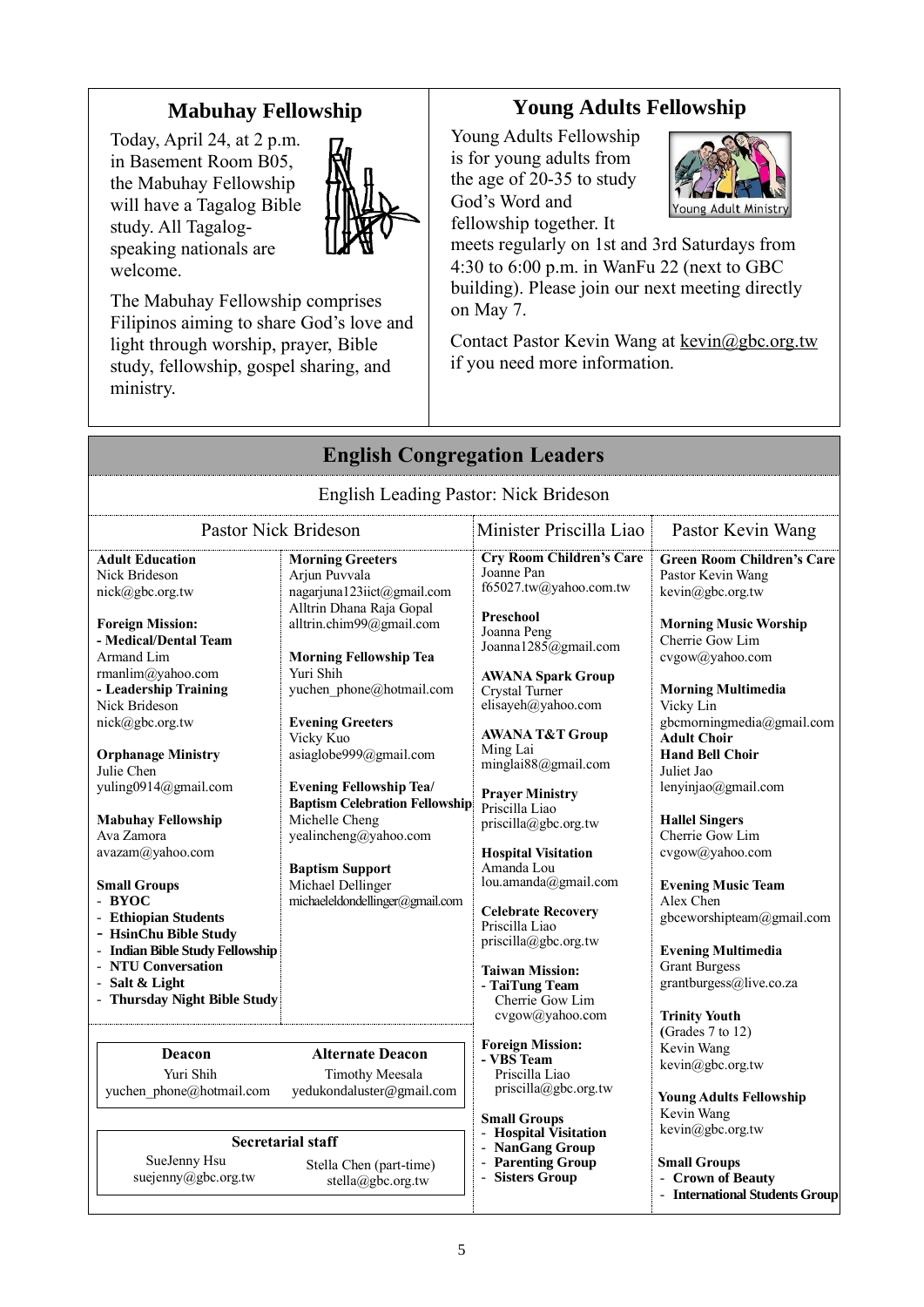## Mabuhay Fellowship

Today, April 24, at 2 p.m. in Basement Room B05, the Mabuhay Fellowship will have a Tagalog Bible study. All Tagalog-speaking nationals are welcome.

The Mabuhay Fellowship comprises Filipinos aiming to share God's love and light through worship, prayer, Bible study, fellowship, gospel sharing, and ministry.

## Young Adults Fellowship

Young Adults Fellowship is for young adults from the age of 20-35 to study God's Word and fellowship together. It meets regularly on 1st and 3rd Saturdays from 4:30 to 6:00 p.m. in WanFu 22 (next to GBC building). Please join our next meeting directly on May 7.

Contact Pastor Kevin Wang at kevin@gbc.org.tw if you need more information.

## English Congregation Leaders

English Leading Pastor: Nick Brideson

### Pastor Nick Brideson

**Adult Education**
Nick Brideson
nick@gbc.org.tw

**Foreign Mission:**
**- Medical/Dental Team**
Armand Lim
rmanlim@yahoo.com
**- Leadership Training**
Nick Brideson
nick@gbc.org.tw

**Orphanage Ministry**
Julie Chen
yuling0914@gmail.com

**Mabuhay Fellowship**
Ava Zamora
avazam@yahoo.com

**Small Groups**
- **BYOC**
- **Ethiopian Students**
- **HsinChu Bible Study**
- **Indian Bible Study Fellowship**
- **NTU Conversation**
- **Salt & Light**
- **Thursday Night Bible Study**

**Morning Greeters**
Arjun Puvvala
nagarjuna123iict@gmail.com
Alltrin Dhana Raja Gopal
alltrin.chim99@gmail.com

**Morning Fellowship Tea**
Yuri Shih
yuchen_phone@hotmail.com

**Evening Greeters**
Vicky Kuo
asiaglobe999@gmail.com

**Evening Fellowship Tea/ Baptism Celebration Fellowship**
Michelle Cheng
yealincheng@yahoo.com

**Baptism Support**
Michael Dellinger
michaeleldondellinger@gmail.com

| Deacon | Alternate Deacon |
|---|---|
| Yuri Shih | Timothy Meesala |
| yuchen_phone@hotmail.com | yedukondaluster@gmail.com |

| Secretarial staff | |
|---|---|
| SueJenny Hsu | Stella Chen (part-time) |
| suejenny@gbc.org.tw | stella@gbc.org.tw |

### Minister Priscilla Liao

**Cry Room Children's Care**
Joanne Pan
f65027.tw@yahoo.com.tw

**Preschool**
Joanna Peng
Joanna1285@gmail.com

**AWANA Spark Group**
Crystal Turner
elisayeh@yahoo.com

**AWANA T&T Group**
Ming Lai
minglai88@gmail.com

**Prayer Ministry**
Priscilla Liao
priscilla@gbc.org.tw

**Hospital Visitation**
Amanda Lou
lou.amanda@gmail.com

**Celebrate Recovery**
Priscilla Liao
priscilla@gbc.org.tw

**Taiwan Mission:**
**- TaiTung Team**
Cherrie Gow Lim
cvgow@yahoo.com

**Foreign Mission:**
**- VBS Team**
Priscilla Liao
priscilla@gbc.org.tw

**Small Groups**
- **Hospital Visitation**
- **NanGang Group**
- **Parenting Group**
- **Sisters Group**

### Pastor Kevin Wang

**Green Room Children's Care**
Pastor Kevin Wang
kevin@gbc.org.tw

**Morning Music Worship**
Cherrie Gow Lim
cvgow@yahoo.com

**Morning Multimedia**
Vicky Lin
gbcmorningmedia@gmail.com

**Adult Choir**
**Hand Bell Choir**
Juliet Jao
lenyinjao@gmail.com

**Hallel Singers**
Cherrie Gow Lim
cvgow@yahoo.com

**Evening Music Team**
Alex Chen
gbceworshipteam@gmail.com

**Evening Multimedia**
Grant Burgess
grantburgess@live.co.za

**Trinity Youth**
(Grades 7 to 12)
Kevin Wang
kevin@gbc.org.tw

**Young Adults Fellowship**
Kevin Wang
kevin@gbc.org.tw

**Small Groups**
- **Crown of Beauty**
- **International Students Group**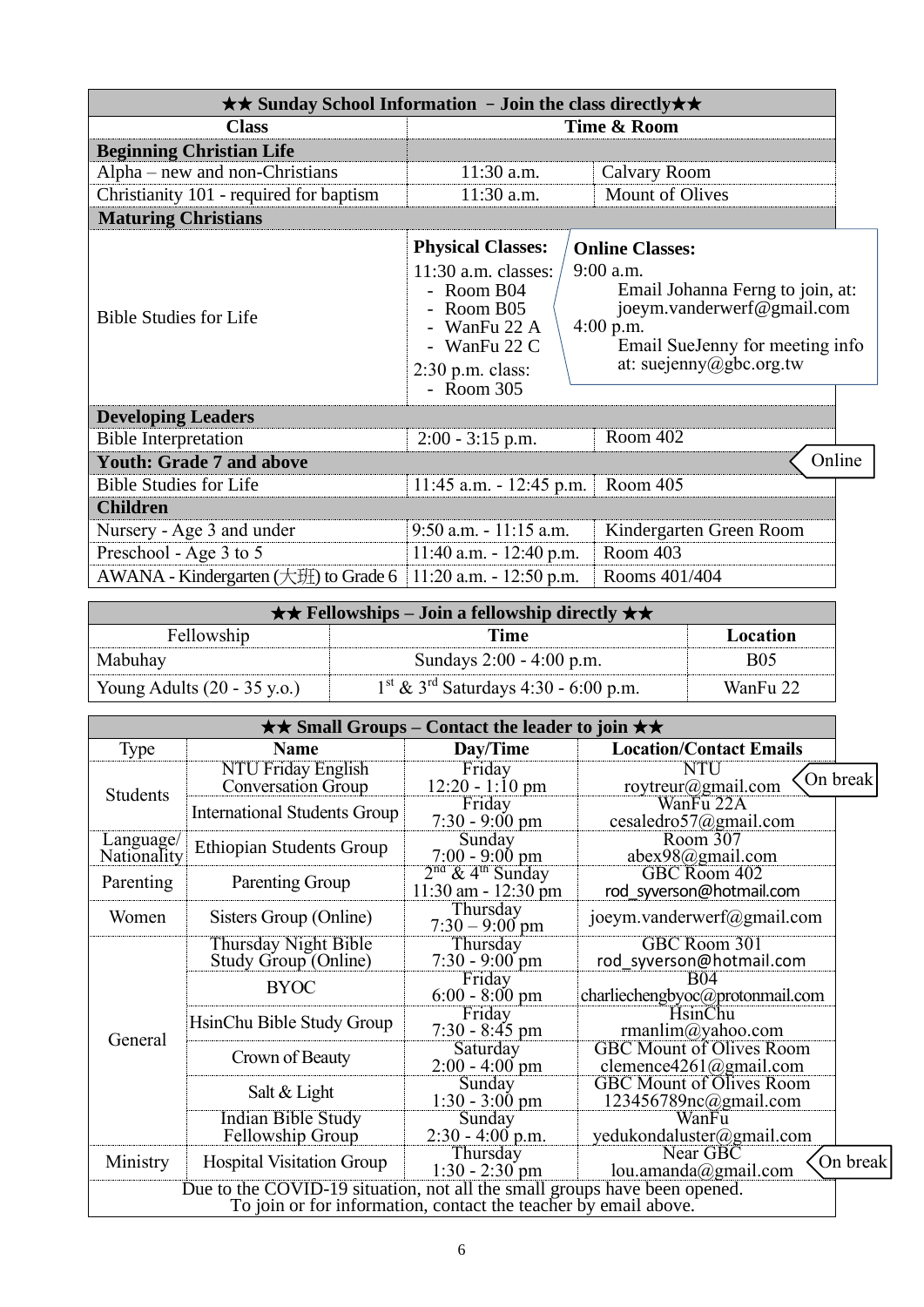**★★ Sunday School Information – Join the class directly★★**

| Class | Time & Room | |
|---|---|---|
| **Beginning Christian Life** | | |
| Alpha – new and non-Christians | 11:30 a.m. | Calvary Room |
| Christianity 101 - required for baptism | 11:30 a.m. | Mount of Olives |
| **Maturing Christians** | | |
| Bible Studies for Life | **Physical Classes:** 11:30 a.m. classes: - Room B04 - Room B05 - WanFu 22 A - WanFu 22 C; 2:30 p.m. class: - Room 305 | **Online Classes:** 9:00 a.m. Email Johanna Ferng to join, at: joeym.vanderwerf@gmail.com; 4:00 p.m. Email SueJenny for meeting info at: suejenny@gbc.org.tw |
| **Developing Leaders** | | |
| Bible Interpretation | 2:00 - 3:15 p.m. | Room 402 |
| **Youth: Grade 7 and above** | | Online |
| Bible Studies for Life | 11:45 a.m. - 12:45 p.m. | Room 405 |
| **Children** | | |
| Nursery - Age 3 and under | 9:50 a.m. - 11:15 a.m. | Kindergarten Green Room |
| Preschool - Age 3 to 5 | 11:40 a.m. - 12:40 p.m. | Room 403 |
| AWANA - Kindergarten (大班) to Grade 6 | 11:20 a.m. - 12:50 p.m. | Rooms 401/404 |

**★★ Fellowships – Join a fellowship directly ★★**

| Fellowship | Time | Location |
|---|---|---|
| Mabuhay | Sundays 2:00 - 4:00 p.m. | B05 |
| Young Adults (20 - 35 y.o.) | 1st & 3rd Saturdays 4:30 - 6:00 p.m. | WanFu 22 |

**★★ Small Groups – Contact the leader to join ★★**

| Type | Name | Day/Time | Location/Contact Emails |
|---|---|---|---|
| Students | NTU Friday English Conversation Group | Friday 12:20 - 1:10 pm | NTU roytreur@gmail.com (On break) |
| | International Students Group | Friday 7:30 - 9:00 pm | WanFu 22A cesaledro57@gmail.com |
| Language/ Nationality | Ethiopian Students Group | Sunday 7:00 - 9:00 pm | Room 307 abex98@gmail.com |
| Parenting | Parenting Group | 2nd & 4th Sunday 11:30 am - 12:30 pm | GBC Room 402 rod_syverson@hotmail.com |
| Women | Sisters Group (Online) | Thursday 7:30 – 9:00 pm | joeym.vanderwerf@gmail.com |
| General | Thursday Night Bible Study Group (Online) | Thursday 7:30 - 9:00 pm | GBC Room 301 rod_syverson@hotmail.com |
| | BYOC | Friday 6:00 - 8:00 pm | B04 charliechengbyoc@protonmail.com |
| | HsinChu Bible Study Group | Friday 7:30 - 8:45 pm | HsinChu rmanlim@yahoo.com |
| | Crown of Beauty | Saturday 2:00 - 4:00 pm | GBC Mount of Olives Room clemence4261@gmail.com |
| | Salt & Light | Sunday 1:30 - 3:00 pm | GBC Mount of Olives Room 123456789nc@gmail.com |
| | Indian Bible Study Fellowship Group | Sunday 2:30 - 4:00 p.m. | WanFu yedukondaluster@gmail.com |
| Ministry | Hospital Visitation Group | Thursday 1:30 - 2:30 pm | Near GBC lou.amanda@gmail.com (On break) |

Due to the COVID-19 situation, not all the small groups have been opened.
To join or for information, contact the teacher by email above.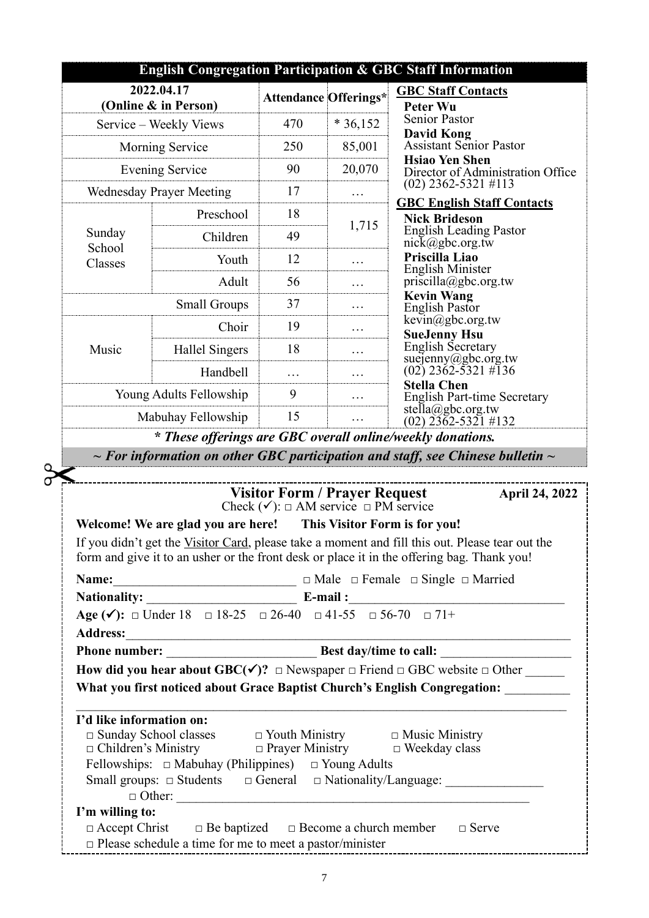## English Congregation Participation & GBC Staff Information

| 2022.04.17 (Online & in Person) | | Attendance | Offerings* |
|---|---|---|---|
| Service – Weekly Views | | 470 | * 36,152 |
| Morning Service | | 250 | 85,001 |
| Evening Service | | 90 | 20,070 |
| Wednesday Prayer Meeting | | 17 | … |
| Sunday School Classes | Preschool | 18 | 1,715 |
| | Children | 49 | |
| | Youth | 12 | … |
| | Adult | 56 | … |
| Small Groups | | 37 | … |
| Music | Choir | 19 | … |
| | Hallel Singers | 18 | … |
| | Handbell | … | … |
| Young Adults Fellowship | | 9 | … |
| Mabuhay Fellowship | | 15 | … |

**GBC Staff Contacts**

**Peter Wu**
Senior Pastor

**David Kong**
Assistant Senior Pastor

**Hsiao Yen Shen**
Director of Administration Office
(02) 2362-5321 #113

**GBC English Staff Contacts**

**Nick Brideson**
English Leading Pastor
nick@gbc.org.tw

**Priscilla Liao**
English Minister
priscilla@gbc.org.tw

**Kevin Wang**
English Pastor
kevin@gbc.org.tw

**SueJenny Hsu**
English Secretary
suejenny@gbc.org.tw
(02) 2362-5321 #136

**Stella Chen**
English Part-time Secretary
stella@gbc.org.tw
(02) 2362-5321 #132

***\* These offerings are GBC overall online/weekly donations.***

***~ For information on other GBC participation and staff, see Chinese bulletin ~***

---

## Visitor Form / Prayer Request

**April 24, 2022**

Check (✓): □ AM service □ PM service

**Welcome! We are glad you are here! This Visitor Form is for you!**

If you didn't get the Visitor Card, please take a moment and fill this out. Please tear out the form and give it to an usher or the front desk or place it in the offering bag. Thank you!

**Name:**____________________________ □ Male □ Female □ Single □ Married

**Nationality:** _______________________ **E-mail :**________________________________

**Age (✓):** □ Under 18 □ 18-25 □ 26-40 □ 41-55 □ 56-70 □ 71+

**Address:**______________________________________________________________________

**Phone number:** _______________________ **Best day/time to call:** ___________________

**How did you hear about GBC(✓)?** □ Newspaper □ Friend □ GBC website □ Other ______

**What you first noticed about Grace Baptist Church's English Congregation:** __________

______________________________________________________________________________

**I'd like information on:**

□ Sunday School classes □ Youth Ministry □ Music Ministry
□ Children's Ministry □ Prayer Ministry □ Weekday class

Fellowships: □ Mabuhay (Philippines) □ Young Adults

Small groups: □ Students □ General □ Nationality/Language: _______________

□ Other: _______________________________________________________

**I'm willing to:**

□ Accept Christ □ Be baptized □ Become a church member □ Serve

□ Please schedule a time for me to meet a pastor/minister